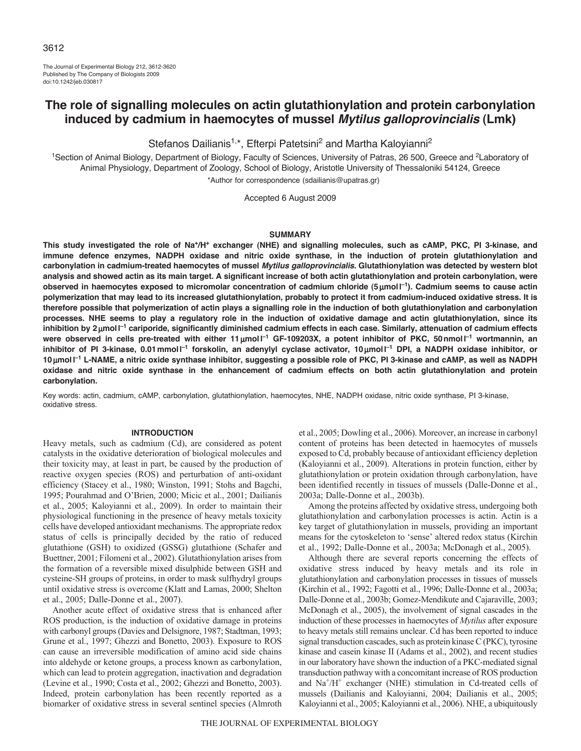# The role of signalling molecules on actin glutathionylation and protein carbonylation induced by cadmium in haemocytes of mussel *Mytilus galloprovincialis* (Lmk)

Stefanos Dailianis[1,*], Efterpi Patetsini[2] and Martha Kaloyianni[2]

[1]Section of Animal Biology, Department of Biology, Faculty of Sciences, University of Patras, 26 500, Greece and [2]Laboratory of Animal Physiology, Department of Zoology, School of Biology, Aristotle University of Thessaloniki 54124, Greece

*Author for correspondence (sdailianis@upatras.gr)

Accepted 6 August 2009

## SUMMARY

**This study investigated the role of $Na^+/H^+$ exchanger (NHE) and signalling molecules, such as cAMP, PKC, PI 3-kinase, and immune defence enzymes, NADPH oxidase and nitric oxide synthase, in the induction of protein glutathionylation and carbonylation in cadmium-treated haemocytes of mussel *Mytilus galloprovincialis*. Glutathionylation was detected by western blot analysis and showed actin as its main target. A significant increase of both actin glutathionylation and protein carbonylation, were observed in haemocytes exposed to micromolar concentration of cadmium chloride (5 μmol $l^{-1}$). Cadmium seems to cause actin polymerization that may lead to its increased glutathionylation, probably to protect it from cadmium-induced oxidative stress. It is therefore possible that polymerization of actin plays a signalling role in the induction of both glutathionylation and carbonylation processes. NHE seems to play a regulatory role in the induction of oxidative damage and actin glutathionylation, since its inhibition by 2 μmol $l^{-1}$ cariporide, significantly diminished cadmium effects in each case. Similarly, attenuation of cadmium effects were observed in cells pre-treated with either 11 μmol $l^{-1}$ GF-109203X, a potent inhibitor of PKC, 50 nmol $l^{-1}$ wortmannin, an inhibitor of PI 3-kinase, 0.01 mmol $l^{-1}$ forskolin, an adenylyl cyclase activator, 10 μmol $l^{-1}$ DPI, a NADPH oxidase inhibitor, or 10 μmol $l^{-1}$ L-NAME, a nitric oxide synthase inhibitor, suggesting a possible role of PKC, PI 3-kinase and cAMP, as well as NADPH oxidase and nitric oxide synthase in the enhancement of cadmium effects on both actin glutathionylation and protein carbonylation.**

Key words: actin, cadmium, cAMP, carbonylation, glutathionylation, haemocytes, NHE, NADPH oxidase, nitric oxide synthase, PI 3-kinase, oxidative stress.

## INTRODUCTION

Heavy metals, such as cadmium (Cd), are considered as potent catalysts in the oxidative deterioration of biological molecules and their toxicity may, at least in part, be caused by the production of reactive oxygen species (ROS) and perturbation of anti-oxidant efficiency (Stacey et al., 1980; Winston, 1991; Stohs and Bagchi, 1995; Pourahmad and O'Brien, 2000; Micic et al., 2001; Dailianis et al., 2005; Kaloyianni et al., 2009). In order to maintain their physiological functioning in the presence of heavy metals toxicity cells have developed antioxidant mechanisms. The appropriate redox status of cells is principally decided by the ratio of reduced glutathione (GSH) to oxidized (GSSG) glutathione (Schafer and Buettner, 2001; Filomeni et al., 2002). Glutathionylation arises from the formation of a reversible mixed disulphide between GSH and cysteine-SH groups of proteins, in order to mask sulfhydryl groups until oxidative stress is overcome (Klatt and Lamas, 2000; Shelton et al., 2005; Dalle-Donne et al., 2007).

Another acute effect of oxidative stress that is enhanced after ROS production, is the induction of oxidative damage in proteins with carbonyl groups (Davies and Delsignore, 1987; Stadtman, 1993; Grune et al., 1997; Ghezzi and Bonetto, 2003). Exposure to ROS can cause an irreversible modification of amino acid side chains into aldehyde or ketone groups, a process known as carbonylation, which can lead to protein aggregation, inactivation and degradation (Levine et al., 1990; Costa et al., 2002; Ghezzi and Bonetto, 2003). Indeed, protein carbonylation has been recently reported as a biomarker of oxidative stress in several sentinel species (Almroth et al., 2005; Dowling et al., 2006). Moreover, an increase in carbonyl content of proteins has been detected in haemocytes of mussels exposed to Cd, probably because of antioxidant efficiency depletion (Kaloyianni et al., 2009). Alterations in protein function, either by glutathionylation or protein oxidation through carbonylation, have been identified recently in tissues of mussels (Dalle-Donne et al., 2003a; Dalle-Donne et al., 2003b).

Among the proteins affected by oxidative stress, undergoing both glutathionylation and carbonylation processes is actin. Actin is a key target of glutathionylation in mussels, providing an important means for the cytoskeleton to 'sense' altered redox status (Kirchin et al., 1992; Dalle-Donne et al., 2003a; McDonagh et al., 2005).

Although there are several reports concerning the effects of oxidative stress induced by heavy metals and its role in glutathionylation and carbonylation processes in tissues of mussels (Kirchin et al., 1992; Fagotti et al., 1996; Dalle-Donne et al., 2003a; Dalle-Donne et al., 2003b; Gomez-Mendikute and Cajaraville, 2003; McDonagh et al., 2005), the involvement of signal cascades in the induction of these processes in haemocytes of *Mytilus* after exposure to heavy metals still remains unclear. Cd has been reported to induce signal transduction cascades, such as protein kinase C (PKC), tyrosine kinase and casein kinase II (Adams et al., 2002), and recent studies in our laboratory have shown the induction of a PKC-mediated signal transduction pathway with a concomitant increase of ROS production and $Na^+/H^+$ exchanger (NHE) stimulation in Cd-treated cells of mussels (Dailianis and Kaloyianni, 2004; Dailianis et al., 2005; Kaloyianni et al., 2005; Kaloyianni et al., 2006). NHE, a ubiquitously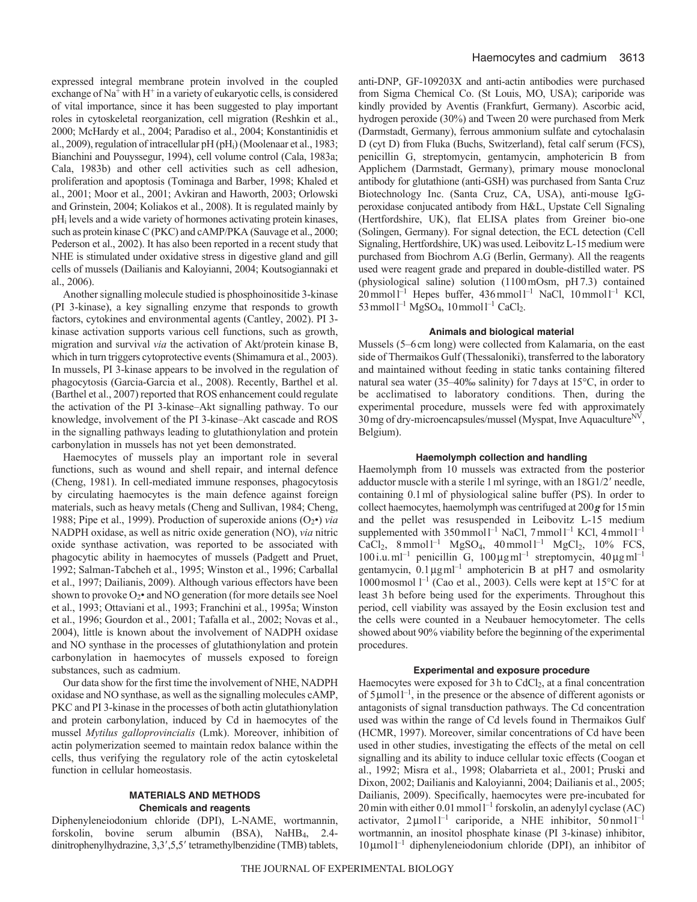expressed integral membrane protein involved in the coupled exchange of $Na^+$ with $H^+$ in a variety of eukaryotic cells, is considered of vital importance, since it has been suggested to play important roles in cytoskeletal reorganization, cell migration (Reshkin et al., 2000; McHardy et al., 2004; Paradiso et al., 2004; Konstantinidis et al., 2009), regulation of intracellular pH ($pH_i$) (Moolenaar et al., 1983; Bianchini and Pouyssegur, 1994), cell volume control (Cala, 1983a; Cala, 1983b) and other cell activities such as cell adhesion, proliferation and apoptosis (Tominaga and Barber, 1998; Khaled et al., 2001; Moor et al., 2001; Avkiran and Haworth, 2003; Orlowski and Grinstein, 2004; Koliakos et al., 2008). It is regulated mainly by $pH_i$ levels and a wide variety of hormones activating protein kinases, such as protein kinase C (PKC) and cAMP/PKA (Sauvage et al., 2000; Pederson et al., 2002). It has also been reported in a recent study that NHE is stimulated under oxidative stress in digestive gland and gill cells of mussels (Dailianis and Kaloyianni, 2004; Koutsogiannaki et al., 2006).

Another signalling molecule studied is phosphoinositide 3-kinase (PI 3-kinase), a key signalling enzyme that responds to growth factors, cytokines and environmental agents (Cantley, 2002). PI 3-kinase activation supports various cell functions, such as growth, migration and survival *via* the activation of Akt/protein kinase B, which in turn triggers cytoprotective events (Shimamura et al., 2003). In mussels, PI 3-kinase appears to be involved in the regulation of phagocytosis (Garcia-Garcia et al., 2008). Recently, Barthel et al. (Barthel et al., 2007) reported that ROS enhancement could regulate the activation of the PI 3-kinase–Akt signalling pathway. To our knowledge, involvement of the PI 3-kinase–Akt cascade and ROS in the signalling pathways leading to glutathionylation and protein carbonylation in mussels has not yet been demonstrated.

Haemocytes of mussels play an important role in several functions, such as wound and shell repair, and internal defence (Cheng, 1981). In cell-mediated immune responses, phagocytosis by circulating haemocytes is the main defence against foreign materials, such as heavy metals (Cheng and Sullivan, 1984; Cheng, 1988; Pipe et al., 1999). Production of superoxide anions ($O_2$•) *via* NADPH oxidase, as well as nitric oxide generation (NO), *via* nitric oxide synthase activation, was reported to be associated with phagocytic ability in haemocytes of mussels (Padgett and Pruet, 1992; Salman-Tabcheh et al., 1995; Winston et al., 1996; Carballal et al., 1997; Dailianis, 2009). Although various effectors have been shown to provoke $O_2$• and NO generation (for more details see Noel et al., 1993; Ottaviani et al., 1993; Franchini et al., 1995a; Winston et al., 1996; Gourdon et al., 2001; Tafalla et al., 2002; Novas et al., 2004), little is known about the involvement of NADPH oxidase and NO synthase in the processes of glutathionylation and protein carbonylation in haemocytes of mussels exposed to foreign substances, such as cadmium.

Our data show for the first time the involvement of NHE, NADPH oxidase and NO synthase, as well as the signalling molecules cAMP, PKC and PI 3-kinase in the processes of both actin glutathionylation and protein carbonylation, induced by Cd in haemocytes of the mussel *Mytilus galloprovincialis* (Lmk). Moreover, inhibition of actin polymerization seemed to maintain redox balance within the cells, thus verifying the regulatory role of the actin cytoskeletal function in cellular homeostasis.

## MATERIALS AND METHODS

### Chemicals and reagents

Diphenyleneiodonium chloride (DPI), L-NAME, wortmannin, forskolin, bovine serum albumin (BSA), $NaHB_4$, 2.4-dinitrophenylhydrazine, 3,3′,5,5′ tetramethylbenzidine (TMB) tablets, anti-DNP, GF-109203X and anti-actin antibodies were purchased from Sigma Chemical Co. (St Louis, MO, USA); cariporide was kindly provided by Aventis (Frankfurt, Germany). Ascorbic acid, hydrogen peroxide (30%) and Tween 20 were purchased from Merk (Darmstadt, Germany), ferrous ammonium sulfate and cytochalasin D (cyt D) from Fluka (Buchs, Switzerland), fetal calf serum (FCS), penicillin G, streptomycin, gentamycin, amphotericin B from Applichem (Darmstadt, Germany), primary mouse monoclonal antibody for glutathione (anti-GSH) was purchased from Santa Cruz Biotechnology Inc. (Santa Cruz, CA, USA), anti-mouse IgG-peroxidase conjucated antibody from H&L, Upstate Cell Signaling (Hertfordshire, UK), flat ELISA plates from Greiner bio-one (Solingen, Germany). For signal detection, the ECL detection (Cell Signaling, Hertfordshire, UK) was used. Leibovitz L-15 medium were purchased from Biochrom A.G (Berlin, Germany). All the reagents used were reagent grade and prepared in double-distilled water. PS (physiological saline) solution (1100 mOsm, pH 7.3) contained $20\,mmol\,l^{-1}$ Hepes buffer, $436\,mmol\,l^{-1}$ NaCl, $10\,mmol\,l^{-1}$ KCl, $53\,mmol\,l^{-1}$ $MgSO_4$, $10\,mmol\,l^{-1}$ $CaCl_2$.

### Animals and biological material

Mussels (5–6 cm long) were collected from Kalamaria, on the east side of Thermaikos Gulf (Thessaloniki), transferred to the laboratory and maintained without feeding in static tanks containing filtered natural sea water (35–40‰ salinity) for 7 days at 15°C, in order to be acclimatised to laboratory conditions. Then, during the experimental procedure, mussels were fed with approximately 30 mg of dry-microencapsules/mussel (Myspat, Inve Aquaculture[NV], Belgium).

### Haemolymph collection and handling

Haemolymph from 10 mussels was extracted from the posterior adductor muscle with a sterile 1 ml syringe, with an 18G1/2′ needle, containing 0.1 ml of physiological saline buffer (PS). In order to collect haemocytes, haemolymph was centrifuged at 200 ***g*** for 15 min and the pellet was resuspended in Leibovitz L-15 medium supplemented with $350\,mmol\,l^{-1}$ NaCl, $7\,mmol\,l^{-1}$ KCl, $4\,mmol\,l^{-1}$ $CaCl_2$, $8\,mmol\,l^{-1}$ $MgSO_4$, $40\,mmol\,l^{-1}$ $MgCl_2$, 10% FCS, $100\,i.u.\,ml^{-1}$ penicillin G, $100\,\mu g\,ml^{-1}$ streptomycin, $40\,\mu g\,ml^{-1}$ gentamycin, $0.1\,\mu g\,ml^{-1}$ amphotericin B at pH 7 and osmolarity $1000\,mosmol\,l^{-1}$ (Cao et al., 2003). Cells were kept at 15°C for at least 3 h before being used for the experiments. Throughout this period, cell viability was assayed by the Eosin exclusion test and the cells were counted in a Neubauer hemocytometer. The cells showed about 90% viability before the beginning of the experimental procedures.

### Experimental and exposure procedure

Haemocytes were exposed for 3 h to $CdCl_2$, at a final concentration of $5\,\mu mol\,l^{-1}$, in the presence or the absence of different agonists or antagonists of signal transduction pathways. The Cd concentration used was within the range of Cd levels found in Thermaikos Gulf (HCMR, 1997). Moreover, similar concentrations of Cd have been used in other studies, investigating the effects of the metal on cell signalling and its ability to induce cellular toxic effects (Coogan et al., 1992; Misra et al., 1998; Olabarrieta et al., 2001; Pruski and Dixon, 2002; Dailianis and Kaloyianni, 2004; Dailianis et al., 2005; Dailianis, 2009). Specifically, haemocytes were pre-incubated for 20 min with either $0.01\,mmol\,l^{-1}$ forskolin, an adenylyl cyclase (AC) activator, $2\,\mu mol\,l^{-1}$ cariporide, a NHE inhibitor, $50\,nmol\,l^{-1}$ wortmannin, an inositol phosphate kinase (PI 3-kinase) inhibitor, $10\,\mu mol\,l^{-1}$ diphenyleneiodonium chloride (DPI), an inhibitor of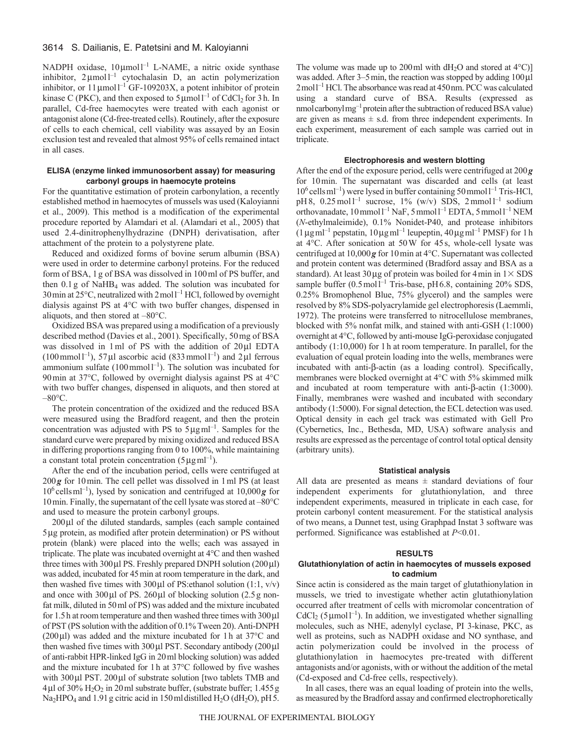NADPH oxidase, $10\,\mu mol\,l^{-1}$ L-NAME, a nitric oxide synthase inhibitor, $2\,\mu mol\,l^{-1}$ cytochalasin D, an actin polymerization inhibitor, or $11\,\mu mol\,l^{-1}$ GF-109203X, a potent inhibitor of protein kinase C (PKC), and then exposed to $5\,\mu mol\,l^{-1}$ of $CdCl_2$ for 3 h. In parallel, Cd-free haemocytes were treated with each agonist or antagonist alone (Cd-free-treated cells). Routinely, after the exposure of cells to each chemical, cell viability was assayed by an Eosin exclusion test and revealed that almost 95% of cells remained intact in all cases.

#### ELISA (enzyme linked immunosorbent assay) for measuring carbonyl groups in haemocyte proteins

For the quantitative estimation of protein carbonylation, a recently established method in haemocytes of mussels was used (Kaloyianni et al., 2009). This method is a modification of the experimental procedure reported by Alamdari et al. (Alamdari et al., 2005) that used 2.4-dinitrophenylhydrazine (DNPH) derivatisation, after attachment of the protein to a polystyrene plate.

Reduced and oxidized forms of bovine serum albumin (BSA) were used in order to determine carbonyl proteins. For the reduced form of BSA, 1 g of BSA was dissolved in 100 ml of PS buffer, and then 0.1 g of $NaHB_4$ was added. The solution was incubated for 30 min at 25°C, neutralized with $2\,mol\,l^{-1}$ HCl, followed by overnight dialysis against PS at 4°C with two buffer changes, dispensed in aliquots, and then stored at –80°C.

Oxidized BSA was prepared using a modification of a previously described method (Davies et al., 2001). Specifically, 50 mg of BSA was dissolved in 1 ml of PS with the addition of $20\,\mu l$ EDTA ($100\,mmol\,l^{-1}$), $57\,\mu l$ ascorbic acid ($833\,mmol\,l^{-1}$) and $2\,\mu l$ ferrous ammonium sulfate ($100\,mmol\,l^{-1}$). The solution was incubated for 90 min at 37°C, followed by overnight dialysis against PS at 4°C with two buffer changes, dispensed in aliquots, and then stored at –80°C.

The protein concentration of the oxidized and the reduced BSA were measured using the Bradford reagent, and then the protein concentration was adjusted with PS to $5\,\mu g\,ml^{-1}$. Samples for the standard curve were prepared by mixing oxidized and reduced BSA in differing proportions ranging from 0 to 100%, while maintaining a constant total protein concentration ($5\,\mu g\,ml^{-1}$).

After the end of the incubation period, cells were centrifuged at 200 ***g*** for 10 min. The cell pellet was dissolved in 1 ml PS (at least $10^6$ cells $ml^{-1}$), lysed by sonication and centrifuged at 10,000 ***g*** for 10 min. Finally, the supernatant of the cell lysate was stored at –80°C and used to measure the protein carbonyl groups.

$200\,\mu l$ of the diluted standards, samples (each sample contained $5\,\mu g$ protein, as modified after protein determination) or PS without protein (blank) were placed into the wells; each was assayed in triplicate. The plate was incubated overnight at 4°C and then washed three times with $300\,\mu l$ PS. Freshly prepared DNPH solution ($200\,\mu l$) was added, incubated for 45 min at room temperature in the dark, and then washed five times with $300\,\mu l$ of PS:ethanol solution (1:1, v/v) and once with $300\,\mu l$ of PS. $260\,\mu l$ of blocking solution (2.5 g non-fat milk, diluted in 50 ml of PS) was added and the mixture incubated for 1.5 h at room temperature and then washed three times with $300\,\mu l$ of PST (PS solution with the addition of 0.1% Tween 20). Anti-DNPH ($200\,\mu l$) was added and the mixture incubated for 1 h at 37°C and then washed five times with $300\,\mu l$ PST. Secondary antibody ($200\,\mu l$ of anti-rabbit HPR-linked IgG in 20 ml blocking solution) was added and the mixture incubated for 1 h at 37°C followed by five washes with $300\,\mu l$ PST. $200\,\mu l$ of substrate solution [two tablets TMB and $4\,\mu l$ of 30% $H_2O_2$ in 20 ml substrate buffer, (substrate buffer; 1.455 g $Na_2HPO_4$ and 1.91 g citric acid in 150 ml distilled $H_2O$ ($dH_2O$), pH 5. The volume was made up to 200 ml with $dH_2O$ and stored at 4°C)] was added. After 3–5 min, the reaction was stopped by adding $100\,\mu l$ $2\,mol\,l^{-1}$ HCl. The absorbance was read at 450 nm. PCC was calculated using a standard curve of BSA. Results (expressed as nmol carbonyl $mg^{-1}$ protein after the subtraction of reduced BSA value) are given as means ± s.d. from three independent experiments. In each experiment, measurement of each sample was carried out in triplicate.

#### Electrophoresis and western blotting

After the end of the exposure period, cells were centrifuged at 200 ***g*** for 10 min. The supernatant was discarded and cells (at least $10^6$ cells $ml^{-1}$) were lysed in buffer containing $50\,mmol\,l^{-1}$ Tris-HCl, pH 8, $0.25\,mol\,l^{-1}$ sucrose, 1% (w/v) SDS, $2\,mmol\,l^{-1}$ sodium orthovanadate, $10\,mmol\,l^{-1}$ NaF, $5\,mmol\,l^{-1}$ EDTA, $5\,mmol\,l^{-1}$ NEM (*N*-ethylmaleimide), 0.1% Nonidet-P40, and protease inhibitors ($1\,\mu g\,ml^{-1}$ pepstatin, $10\,\mu g\,ml^{-1}$ leupeptin, $40\,\mu g\,ml^{-1}$ PMSF) for 1 h at 4°C. After sonication at 50 W for 45 s, whole-cell lysate was centrifuged at 10,000 ***g*** for 10 min at 4°C. Supernatant was collected and protein content was determined (Bradford assay and BSA as a standard). At least $30\,\mu g$ of protein was boiled for 4 min in 1× SDS sample buffer ($0.5\,mol\,l^{-1}$ Tris-base, pH 6.8, containing 20% SDS, 0.25% Bromophenol Blue, 75% glycerol) and the samples were resolved by 8% SDS-polyacrylamide gel electrophoresis (Laemmli, 1972). The proteins were transferred to nitrocellulose membranes, blocked with 5% nonfat milk, and stained with anti-GSH (1:1000) overnight at 4°C, followed by anti-mouse IgG-peroxidase conjugated antibody (1:10,000) for 1 h at room temperature. In parallel, for the evaluation of equal protein loading into the wells, membranes were incubated with anti-β-actin (as a loading control). Specifically, membranes were blocked overnight at 4°C with 5% skimmed milk and incubated at room temperature with anti-β-actin (1:3000). Finally, membranes were washed and incubated with secondary antibody (1:5000). For signal detection, the ECL detection was used. Optical density in each gel track was estimated with Gell Pro (Cybernetics, Inc., Bethesda, MD, USA) software analysis and results are expressed as the percentage of control total optical density (arbitrary units).

#### Statistical analysis

All data are presented as means ± standard deviations of four independent experiments for glutathionylation, and three independent experiments, measured in triplicate in each case, for protein carbonyl content measurement. For the statistical analysis of two means, a Dunnet test, using Graphpad Instat 3 software was performed. Significance was established at $P<0.01$.

## RESULTS

#### Glutathionylation of actin in haemocytes of mussels exposed to cadmium

Since actin is considered as the main target of glutathionylation in mussels, we tried to investigate whether actin glutathionylation occurred after treatment of cells with micromolar concentration of $CdCl_2$ ($5\,\mu mol\,l^{-1}$). In addition, we investigated whether signalling molecules, such as NHE, adenylyl cyclase, PI 3-kinase, PKC, as well as proteins, such as NADPH oxidase and NO synthase, and actin polymerization could be involved in the process of glutathionylation in haemocytes pre-treated with different antagonists and/or agonists, with or without the addition of the metal (Cd-exposed and Cd-free cells, respectively).

In all cases, there was an equal loading of protein into the wells, as measured by the Bradford assay and confirmed electrophoretically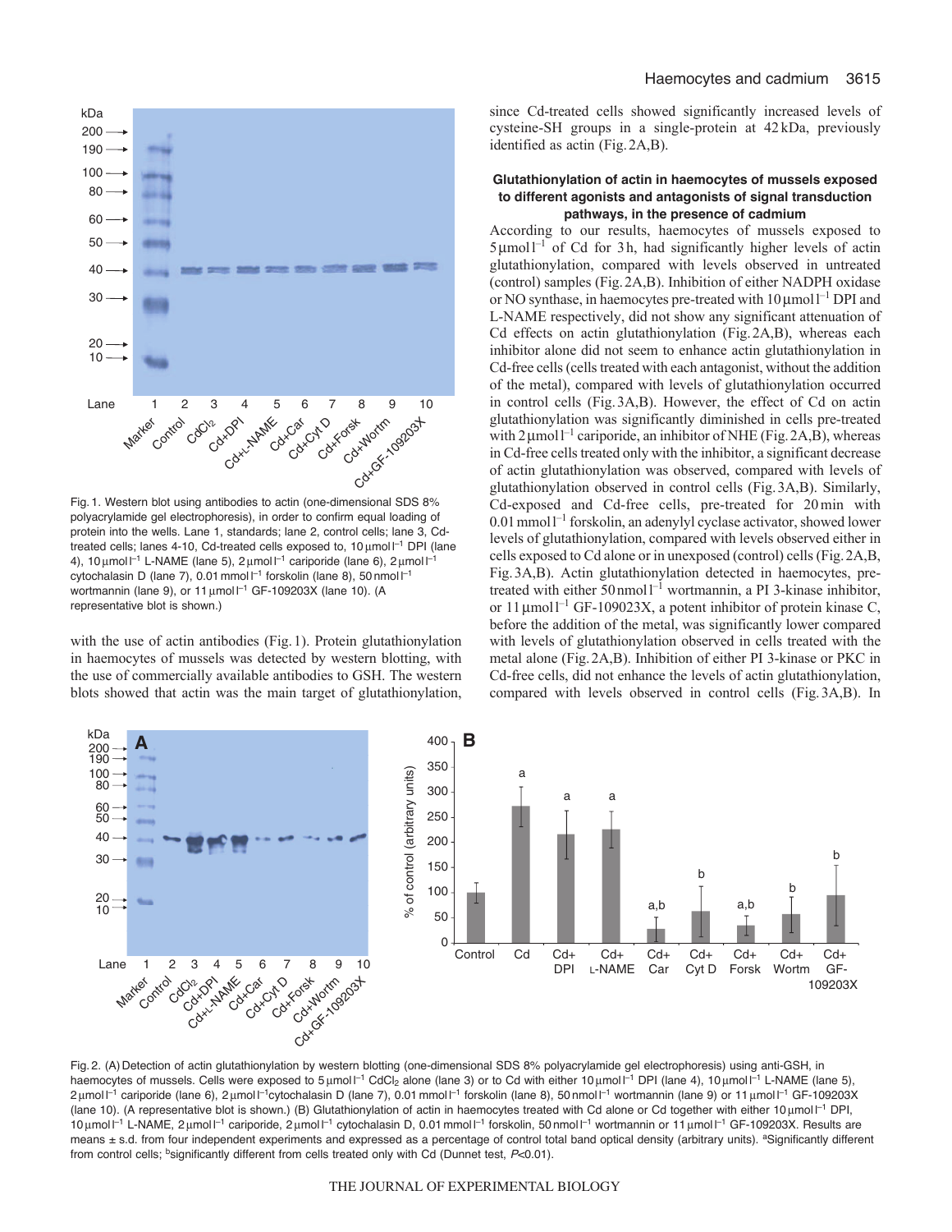Fig. 1. Western blot using antibodies to actin (one-dimensional SDS 8% polyacrylamide gel electrophoresis), in order to confirm equal loading of protein into the wells. Lane 1, standards; lane 2, control cells; lane 3, Cd-treated cells; lanes 4-10, Cd-treated cells exposed to, 10 μmol l$^{-1}$ DPI (lane 4), 10 μmol l$^{-1}$ L-NAME (lane 5), 2 μmol l$^{-1}$ cariporide (lane 6), 2 μmol l$^{-1}$ cytochalasin D (lane 7), 0.01 mmol l$^{-1}$ forskolin (lane 8), 50 nmol l$^{-1}$ wortmannin (lane 9), or 11 μmol l$^{-1}$ GF-109203X (lane 10). (A representative blot is shown.)

with the use of actin antibodies (Fig. 1). Protein glutathionylation in haemocytes of mussels was detected by western blotting, with the use of commercially available antibodies to GSH. The western blots showed that actin was the main target of glutathionylation, since Cd-treated cells showed significantly increased levels of cysteine-SH groups in a single-protein at 42 kDa, previously identified as actin (Fig. 2A,B).

### Glutathionylation of actin in haemocytes of mussels exposed to different agonists and antagonists of signal transduction pathways, in the presence of cadmium

According to our results, haemocytes of mussels exposed to 5 μmol l$^{-1}$ of Cd for 3 h, had significantly higher levels of actin glutathionylation, compared with levels observed in untreated (control) samples (Fig. 2A,B). Inhibition of either NADPH oxidase or NO synthase, in haemocytes pre-treated with 10 μmol l$^{-1}$ DPI and L-NAME respectively, did not show any significant attenuation of Cd effects on actin glutathionylation (Fig. 2A,B), whereas each inhibitor alone did not seem to enhance actin glutathionylation in Cd-free cells (cells treated with each antagonist, without the addition of the metal), compared with levels of glutathionylation occurred in control cells (Fig. 3A,B). However, the effect of Cd on actin glutathionylation was significantly diminished in cells pre-treated with 2 μmol l$^{-1}$ cariporide, an inhibitor of NHE (Fig. 2A,B), whereas in Cd-free cells treated only with the inhibitor, a significant decrease of actin glutathionylation was observed, compared with levels of glutathionylation observed in control cells (Fig. 3A,B). Similarly, Cd-exposed and Cd-free cells, pre-treated for 20 min with 0.01 mmol l$^{-1}$ forskolin, an adenylyl cyclase activator, showed lower levels of glutathionylation, compared with levels observed either in cells exposed to Cd alone or in unexposed (control) cells (Fig. 2A,B, Fig. 3A,B). Actin glutathionylation detected in haemocytes, pre-treated with either 50 nmol l$^{-1}$ wortmannin, a PI 3-kinase inhibitor, or 11 μmol l$^{-1}$ GF-109023X, a potent inhibitor of protein kinase C, before the addition of the metal, was significantly lower compared with levels of glutathionylation observed in cells treated with the metal alone (Fig. 2A,B). Inhibition of either PI 3-kinase or PKC in Cd-free cells, did not enhance the levels of actin glutathionylation, compared with levels observed in control cells (Fig. 3A,B). In

Fig. 2. (A) Detection of actin glutathionylation by western blotting (one-dimensional SDS 8% polyacrylamide gel electrophoresis) using anti-GSH, in haemocytes of mussels. Cells were exposed to 5 μmol l$^{-1}$ $CdCl_2$ alone (lane 3) or to Cd with either 10 μmol l$^{-1}$ DPI (lane 4), 10 μmol l$^{-1}$ L-NAME (lane 5), 2 μmol l$^{-1}$ cariporide (lane 6), 2 μmol l$^{-1}$ cytochalasin D (lane 7), 0.01 mmol l$^{-1}$ forskolin (lane 8), 50 nmol l$^{-1}$ wortmannin (lane 9) or 11 μmol l$^{-1}$ GF-109203X (lane 10). (A representative blot is shown.) (B) Glutathionylation of actin in haemocytes treated with Cd alone or Cd together with either 10 μmol l$^{-1}$ DPI, 10 μmol l$^{-1}$ L-NAME, 2 μmol l$^{-1}$ cariporide, 2 μmol l$^{-1}$ cytochalasin D, 0.01 mmol l$^{-1}$ forskolin, 50 nmol l$^{-1}$ wortmannin or 11 μmol l$^{-1}$ GF-109203X. Results are means ± s.d. from four independent experiments and expressed as a percentage of control total band optical density (arbitrary units). [a]Significantly different from control cells; [b]significantly different from cells treated only with Cd (Dunnet test, $P<0.01$).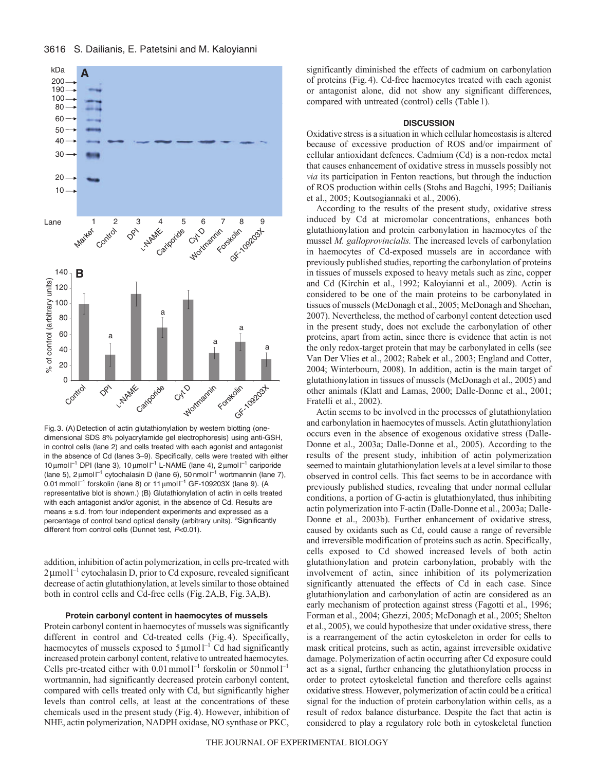Fig. 3. (A) Detection of actin glutathionylation by western blotting (one-dimensional SDS 8% polyacrylamide gel electrophoresis) using anti-GSH, in control cells (lane 2) and cells treated with each agonist and antagonist in the absence of Cd (lanes 3–9). Specifically, cells were treated with either 10 μmol l$^{-1}$ DPI (lane 3), 10 μmol l$^{-1}$ L-NAME (lane 4), 2 μmol l$^{-1}$ cariporide (lane 5), 2 μmol l$^{-1}$ cytochalasin D (lane 6), 50 nmol l$^{-1}$ wortmannin (lane 7), 0.01 mmol l$^{-1}$ forskolin (lane 8) or 11 μmol l$^{-1}$ GF-109203X (lane 9). (A representative blot is shown.) (B) Glutathionylation of actin in cells treated with each antagonist and/or agonist, in the absence of Cd. Results are means ± s.d. from four independent experiments and expressed as a percentage of control band optical density (arbitrary units). [a]Significantly different from control cells (Dunnet test, $P<0.01$).

addition, inhibition of actin polymerization, in cells pre-treated with 2 μmol l$^{-1}$ cytochalasin D, prior to Cd exposure, revealed significant decrease of actin glutathionylation, at levels similar to those obtained both in control cells and Cd-free cells (Fig. 2A,B, Fig. 3A,B).

### Protein carbonyl content in haemocytes of mussels

Protein carbonyl content in haemocytes of mussels was significantly different in control and Cd-treated cells (Fig. 4). Specifically, haemocytes of mussels exposed to 5 μmol l$^{-1}$ Cd had significantly increased protein carbonyl content, relative to untreated haemocytes. Cells pre-treated either with 0.01 mmol l$^{-1}$ forskolin or 50 nmol l$^{-1}$ wortmannin, had significantly decreased protein carbonyl content, compared with cells treated only with Cd, but significantly higher levels than control cells, at least at the concentrations of these chemicals used in the present study (Fig. 4). However, inhibition of NHE, actin polymerization, NADPH oxidase, NO synthase or PKC, significantly diminished the effects of cadmium on carbonylation of proteins (Fig. 4). Cd-free haemocytes treated with each agonist or antagonist alone, did not show any significant differences, compared with untreated (control) cells (Table 1).

## DISCUSSION

Oxidative stress is a situation in which cellular homeostasis is altered because of excessive production of ROS and/or impairment of cellular antioxidant defences. Cadmium (Cd) is a non-redox metal that causes enhancement of oxidative stress in mussels possibly not *via* its participation in Fenton reactions, but through the induction of ROS production within cells (Stohs and Bagchi, 1995; Dailianis et al., 2005; Koutsogiannaki et al., 2006).

According to the results of the present study, oxidative stress induced by Cd at micromolar concentrations, enhances both glutathionylation and protein carbonylation in haemocytes of the mussel *M. galloprovincialis.* The increased levels of carbonylation in haemocytes of Cd-exposed mussels are in accordance with previously published studies, reporting the carbonylation of proteins in tissues of mussels exposed to heavy metals such as zinc, copper and Cd (Kirchin et al., 1992; Kaloyianni et al., 2009). Actin is considered to be one of the main proteins to be carbonylated in tissues of mussels (McDonagh et al., 2005; McDonagh and Sheehan, 2007). Nevertheless, the method of carbonyl content detection used in the present study, does not exclude the carbonylation of other proteins, apart from actin, since there is evidence that actin is not the only redox-target protein that may be carbonylated in cells (see Van Der Vlies et al., 2002; Rabek et al., 2003; England and Cotter, 2004; Winterbourn, 2008). In addition, actin is the main target of glutathionylation in tissues of mussels (McDonagh et al., 2005) and other animals (Klatt and Lamas, 2000; Dalle-Donne et al., 2001; Fratelli et al., 2002).

Actin seems to be involved in the processes of glutathionylation and carbonylation in haemocytes of mussels. Actin glutathionylation occurs even in the absence of exogenous oxidative stress (Dalle-Donne et al., 2003a; Dalle-Donne et al., 2005). According to the results of the present study, inhibition of actin polymerization seemed to maintain glutathionylation levels at a level similar to those observed in control cells. This fact seems to be in accordance with previously published studies, revealing that under normal cellular conditions, a portion of G-actin is glutathionylated, thus inhibiting actin polymerization into F-actin (Dalle-Donne et al., 2003a; Dalle-Donne et al., 2003b). Further enhancement of oxidative stress, caused by oxidants such as Cd, could cause a range of reversible and irreversible modification of proteins such as actin. Specifically, cells exposed to Cd showed increased levels of both actin glutathionylation and protein carbonylation, probably with the involvement of actin, since inhibition of its polymerization significantly attenuated the effects of Cd in each case. Since glutathionylation and carbonylation of actin are considered as an early mechanism of protection against stress (Fagotti et al., 1996; Forman et al., 2004; Ghezzi, 2005; McDonagh et al., 2005; Shelton et al., 2005), we could hypothesize that under oxidative stress, there is a rearrangement of the actin cytoskeleton in order for cells to mask critical proteins, such as actin, against irreversible oxidative damage. Polymerization of actin occurring after Cd exposure could act as a signal, further enhancing the glutathionylation process in order to protect cytoskeletal function and therefore cells against oxidative stress. However, polymerization of actin could be a critical signal for the induction of protein carbonylation within cells, as a result of redox balance disturbance. Despite the fact that actin is considered to play a regulatory role both in cytoskeletal function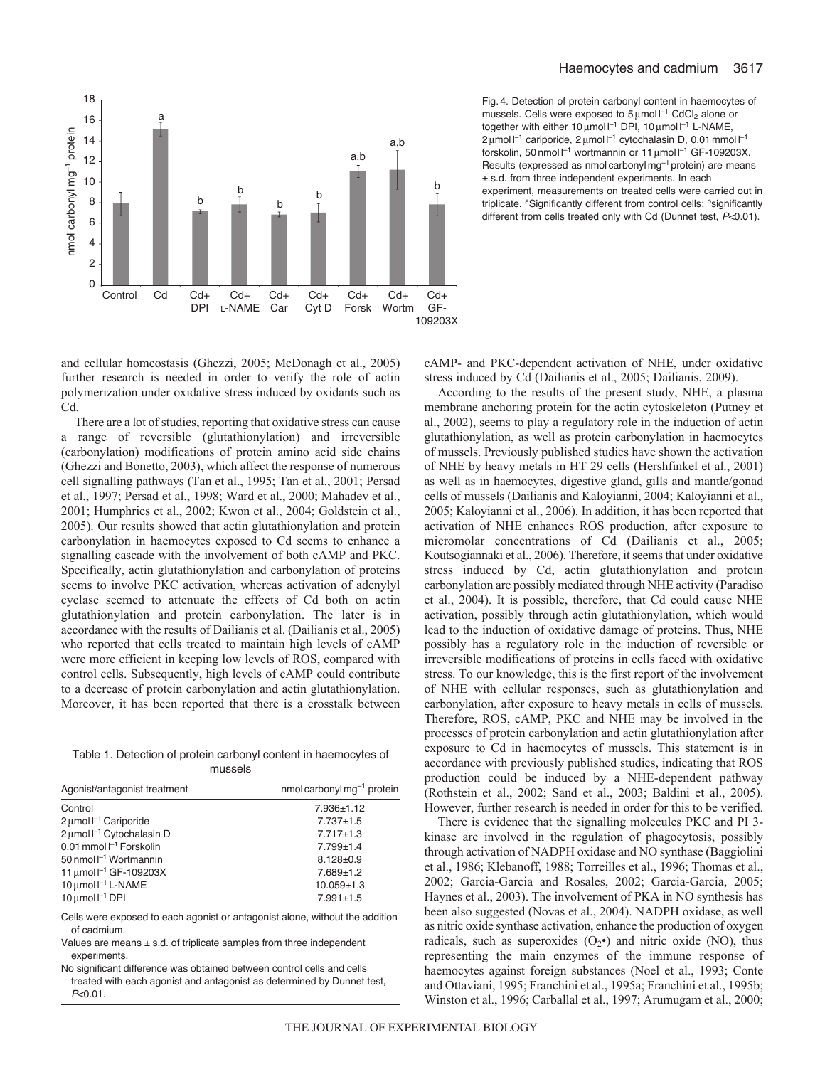Fig. 4. Detection of protein carbonyl content in haemocytes of mussels. Cells were exposed to 5 μmol l$^{-1}$ $CdCl_2$ alone or together with either 10 μmol l$^{-1}$ DPI, 10 μmol l$^{-1}$ L-NAME, 2 μmol l$^{-1}$ cariporide, 2 μmol l$^{-1}$ cytochalasin D, 0.01 mmol l$^{-1}$ forskolin, 50 nmol l$^{-1}$ wortmannin or 11 μmol l$^{-1}$ GF-109203X. Results (expressed as nmol carbonyl mg$^{-1}$ protein) are means ± s.d. from three independent experiments. In each experiment, measurements on treated cells were carried out in triplicate. [a]Significantly different from control cells; [b]significantly different from cells treated only with Cd (Dunnet test, $P<0.01$).

and cellular homeostasis (Ghezzi, 2005; McDonagh et al., 2005) further research is needed in order to verify the role of actin polymerization under oxidative stress induced by oxidants such as Cd.

There are a lot of studies, reporting that oxidative stress can cause a range of reversible (glutathionylation) and irreversible (carbonylation) modifications of protein amino acid side chains (Ghezzi and Bonetto, 2003), which affect the response of numerous cell signalling pathways (Tan et al., 1995; Tan et al., 2001; Persad et al., 1997; Persad et al., 1998; Ward et al., 2000; Mahadev et al., 2001; Humphries et al., 2002; Kwon et al., 2004; Goldstein et al., 2005). Our results showed that actin glutathionylation and protein carbonylation in haemocytes exposed to Cd seems to enhance a signalling cascade with the involvement of both cAMP and PKC. Specifically, actin glutathionylation and carbonylation of proteins seems to involve PKC activation, whereas activation of adenylyl cyclase seemed to attenuate the effects of Cd both on actin glutathionylation and protein carbonylation. The later is in accordance with the results of Dailianis et al. (Dailianis et al., 2005) who reported that cells treated to maintain high levels of cAMP were more efficient in keeping low levels of ROS, compared with control cells. Subsequently, high levels of cAMP could contribute to a decrease of protein carbonylation and actin glutathionylation. Moreover, it has been reported that there is a crosstalk between

Table 1. Detection of protein carbonyl content in haemocytes of mussels

| Agonist/antagonist treatment | nmol carbonyl mg$^{-1}$ protein |
|---|---|
| Control | 7.936±1.12 |
| 2 μmol l$^{-1}$ Cariporide | 7.737±1.5 |
| 2 μmol l$^{-1}$ Cytochalasin D | 7.717±1.3 |
| 0.01 mmol l$^{-1}$ Forskolin | 7.799±1.4 |
| 50 nmol l$^{-1}$ Wortmannin | 8.128±0.9 |
| 11 μmol l$^{-1}$ GF-109203X | 7.689±1.2 |
| 10 μmol l$^{-1}$ L-NAME | 10.059±1.3 |
| 10 μmol l$^{-1}$ DPI | 7.991±1.5 |

Cells were exposed to each agonist or antagonist alone, without the addition of cadmium.

Values are means ± s.d. of triplicate samples from three independent experiments.

No significant difference was obtained between control cells and cells treated with each agonist and antagonist as determined by Dunnet test, $P<0.01$.

cAMP- and PKC-dependent activation of NHE, under oxidative stress induced by Cd (Dailianis et al., 2005; Dailianis, 2009).

According to the results of the present study, NHE, a plasma membrane anchoring protein for the actin cytoskeleton (Putney et al., 2002), seems to play a regulatory role in the induction of actin glutathionylation, as well as protein carbonylation in haemocytes of mussels. Previously published studies have shown the activation of NHE by heavy metals in HT 29 cells (Hershfinkel et al., 2001) as well as in haemocytes, digestive gland, gills and mantle/gonad cells of mussels (Dailianis and Kaloyianni, 2004; Kaloyianni et al., 2005; Kaloyianni et al., 2006). In addition, it has been reported that activation of NHE enhances ROS production, after exposure to micromolar concentrations of Cd (Dailianis et al., 2005; Koutsogiannaki et al., 2006). Therefore, it seems that under oxidative stress induced by Cd, actin glutathionylation and protein carbonylation are possibly mediated through NHE activity (Paradiso et al., 2004). It is possible, therefore, that Cd could cause NHE activation, possibly through actin glutathionylation, which would lead to the induction of oxidative damage of proteins. Thus, NHE possibly has a regulatory role in the induction of reversible or irreversible modifications of proteins in cells faced with oxidative stress. To our knowledge, this is the first report of the involvement of NHE with cellular responses, such as glutathionylation and carbonylation, after exposure to heavy metals in cells of mussels. Therefore, ROS, cAMP, PKC and NHE may be involved in the processes of protein carbonylation and actin glutathionylation after exposure to Cd in haemocytes of mussels. This statement is in accordance with previously published studies, indicating that ROS production could be induced by a NHE-dependent pathway (Rothstein et al., 2002; Sand et al., 2003; Baldini et al., 2005). However, further research is needed in order for this to be verified.

There is evidence that the signalling molecules PKC and PI 3-kinase are involved in the regulation of phagocytosis, possibly through activation of NADPH oxidase and NO synthase (Baggiolini et al., 1986; Klebanoff, 1988; Torreilles et al., 1996; Thomas et al., 2002; Garcia-Garcia and Rosales, 2002; Garcia-Garcia, 2005; Haynes et al., 2003). The involvement of PKA in NO synthesis has been also suggested (Novas et al., 2004). NADPH oxidase, as well as nitric oxide synthase activation, enhance the production of oxygen radicals, such as superoxides ($O_2$•) and nitric oxide (NO), thus representing the main enzymes of the immune response of haemocytes against foreign substances (Noel et al., 1993; Conte and Ottaviani, 1995; Franchini et al., 1995a; Franchini et al., 1995b; Winston et al., 1996; Carballal et al., 1997; Arumugam et al., 2000;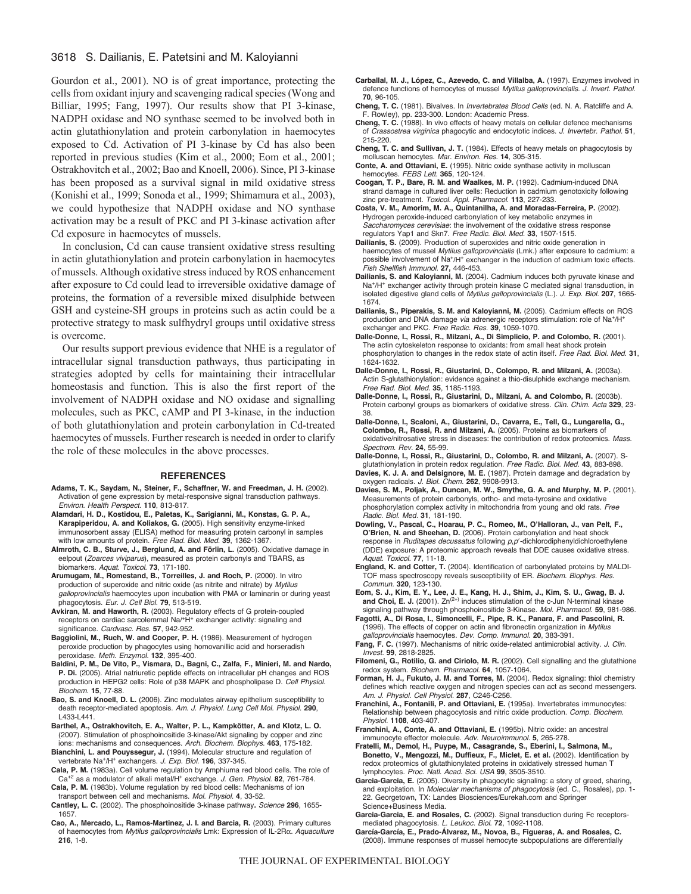Gourdon et al., 2001). NO is of great importance, protecting the cells from oxidant injury and scavenging radical species (Wong and Billiar, 1995; Fang, 1997). Our results show that PI 3-kinase, NADPH oxidase and NO synthase seemed to be involved both in actin glutathionylation and protein carbonylation in haemocytes exposed to Cd. Activation of PI 3-kinase by Cd has also been reported in previous studies (Kim et al., 2000; Eom et al., 2001; Ostrakhovitch et al., 2002; Bao and Knoell, 2006). Since, PI 3-kinase has been proposed as a survival signal in mild oxidative stress (Konishi et al., 1999; Sonoda et al., 1999; Shimamura et al., 2003), we could hypothesize that NADPH oxidase and NO synthase activation may be a result of PKC and PI 3-kinase activation after Cd exposure in haemocytes of mussels.

In conclusion, Cd can cause transient oxidative stress resulting in actin glutathionylation and protein carbonylation in haemocytes of mussels. Although oxidative stress induced by ROS enhancement after exposure to Cd could lead to irreversible oxidative damage of proteins, the formation of a reversible mixed disulphide between GSH and cysteine-SH groups in proteins such as actin could be a protective strategy to mask sulfhydryl groups until oxidative stress is overcome.

Our results support previous evidence that NHE is a regulator of intracellular signal transduction pathways, thus participating in strategies adopted by cells for maintaining their intracellular homeostasis and function. This is also the first report of the involvement of NADPH oxidase and NO oxidase and signalling molecules, such as PKC, cAMP and PI 3-kinase, in the induction of both glutathionylation and protein carbonylation in Cd-treated haemocytes of mussels. Further research is needed in order to clarify the role of these molecules in the above processes.

## REFERENCES

**Adams, T. K., Saydam, N., Steiner, F., Schaffner, W. and Freedman, J. H.** (2002). Activation of gene expression by metal-responsive signal transduction pathways. *Environ. Health Perspect.* **110**, 813-817.

**Alamdari, H. D., Kostidou, E., Paletas, K., Sarigianni, M., Konstas, G. P. A., Karapiperidou, A. and Koliakos, G.** (2005). High sensitivity enzyme-linked immunosorbent assay (ELISA) method for measuring protein carbonyl in samples with low amounts of protein. *Free Rad. Biol. Med.* **39**, 1362-1367.

**Almroth, C. B., Sturve, J., Berglund, A. and Förlin, L.** (2005). Oxidative damage in eelpout (*Zoarces viviparus*), measured as protein carbonyls and TBARS, as biomarkers. *Aquat. Toxicol.* **73**, 171-180.

**Arumugam, M., Romestand, B., Torreilles, J. and Roch, P.** (2000). In vitro production of superoxide and nitric oxide (as nitrite and nitrate) by *Mytilus galloprovincialis* haemocytes upon incubation with PMA or laminarin or during yeast phagocytosis. *Eur. J. Cell Biol.* **79**, 513-519.

**Avkiran, M. and Haworth, R.** (2003). Regulatory effects of G protein-coupled receptors on cardiac sarcolemmal $Na^+/H^+$ exchanger activity: signaling and significance. *Cardvasc. Res.* **57**, 942-952.

**Baggiolini, M., Ruch, W. and Cooper, P. H.** (1986). Measurement of hydrogen peroxide production by phagocytes using homovanillic acid and horseradish peroxidase. *Meth. Enzymol.* **132**, 395-400.

**Baldini, P. M., De Vito, P., Vismara, D., Bagni, C., Zalfa, F., Minieri, M. and Nardo, P. Di.** (2005). Atrial natriuretic peptide effects on intracellular pH changes and ROS production in HEPG2 cells: Role of p38 MAPK and phospholipase D. *Cell Physiol. Biochem.* **15**, 77-88.

**Bao, S. and Knoell, D. L.** (2006). Zinc modulates airway epithelium susceptibility to death receptor-mediated apoptosis. *Am. J. Physiol. Lung Cell Mol. Physiol.* **290**, L433-L441.

**Barthel, A., Ostrakhovitch, E. A., Walter, P. L., Kampkötter, A. and Klotz, L. O.** (2007). Stimulation of phosphoinositide 3-kinase/Akt signaling by copper and zinc ions: mechanisms and consequences. *Arch. Biochem. Biophys.* **463**, 175-182.

**Bianchini, L. and Pouyssegur, J.** (1994). Molecular structure and regulation of vertebrate $Na^+/H^+$ exchangers. *J. Exp. Biol.* **196**, 337-345.

**Cala, P. M.** (1983a). Cell volume regulation by Amphiuma red blood cells. The role of $Ca^{+2}$ as a modulator of alkali metal/$H^+$ exchange. *J. Gen. Physiol.* **82**, 761-784.

**Cala, P. M.** (1983b). Volume regulation by red blood cells: Mechanisms of ion transport between cell and mechanisms. *Mol. Physiol.* **4**, 33-52.

**Cantley, L. C.** (2002). The phosphoinositide 3-kinase pathway**.** *Science* **296**, 1655-1657.

**Cao, A., Mercado, L., Ramos-Martinez, J. I. and Barcia, R.** (2003). Primary cultures of haemocytes from *Mytilus galloprovincialis* Lmk: Expression of IL-2Rα. *Aquaculture* **216**, 1-8.

**Carballal, M. J., López, C., Azevedo, C. and Villalba, A.** (1997). Enzymes involved in defence functions of hemocytes of mussel *Mytilus galloprovincialis*. *J. Invert. Pathol.* **70**, 96-105.

**Cheng, T. C.** (1981). Bivalves. In *Invertebrates Blood Cells* (ed. N. A. Ratcliffe and A. F. Rowley), pp. 233-300. London: Academic Press.

**Cheng, T. C.** (1988). In vivo effects of heavy metals on cellular defence mechanisms of *Crassostrea virginica* phagocytic and endocytotic indices. *J. Invertebr. Pathol.* **51**, 215-220.

**Cheng, T. C. and Sullivan, J. T.** (1984). Effects of heavy metals on phagocytosis by molluscan hemocytes. *Mar. Environ. Res.* **14**, 305-315.

**Conte, A. and Ottaviani, E.** (1995). Nitric oxide synthase activity in molluscan hemocytes. *FEBS Lett.* **365**, 120-124.

**Coogan, T. P., Bare, R. M. and Waalkes, M. P.** (1992). Cadmium-induced DNA strand damage in cultured liver cells: Reduction in cadmium genotoxicity following zinc pre-treatment. *Toxicol. Appl. Pharmacol.* **113**, 227-233.

**Costa, V. M., Amorim, M. A., Quintanilha, A. and Moradas-Ferreira, P.** (2002). Hydrogen peroxide-induced carbonylation of key metabolic enzymes in *Saccharomyces cerevisiae*: the involvement of the oxidative stress response regulators Yap1 and Skn7. *Free Radic. Biol. Med.* **33**, 1507-1515.

**Dailianis, S.** (2009). Production of superoxides and nitric oxide generation in haemocytes of mussel *Mytilus galloprovincialis* (Lmk.) after exposure to cadmium: a possible involvement of $Na^+/H^+$ exchanger in the induction of cadmium toxic effects. *Fish Shellfish Immunol.* **27**, 446-453.

**Dailianis, S. and Kaloyianni, M.** (2004). Cadmium induces both pyruvate kinase and $Na^+/H^+$ exchanger activity through protein kinase C mediated signal transduction, in isolated digestive gland cells of *Mytilus galloprovincialis* (L.). *J. Exp. Biol.* **207**, 1665-1674.

**Dailianis, S., Piperakis, S. M. and Kaloyianni, M.** (2005). Cadmium effects on ROS production and DNA damage *via* adrenergic receptors stimulation: role of $Na^+/H^+$ exchanger and PKC. *Free Radic. Res.* **39**, 1059-1070.

**Dalle-Donne, I., Rossi, R., Milzani, A., Di Simplicio, P. and Colombo, R.** (2001). The actin cytoskeleton response to oxidants: from small heat shock protein phosphorylation to changes in the redox state of actin itself. *Free Rad. Biol. Med.* **31**, 1624-1632.

**Dalle-Donne, I., Rossi, R., Giustarini, D., Colompo, R. and Milzani, A.** (2003a). Actin S-glutathionylation: evidence against a thio-disulphide exchange mechanism. *Free Rad. Biol. Med.* **35**, 1185-1193.

**Dalle-Donne, I., Rossi, R., Giustarini, D., Milzani, A. and Colombo, R.** (2003b). Protein carbonyl groups as biomarkers of oxidative stress. *Clin. Chim. Acta* **329**, 23-38.

**Dalle-Donne, I., Scaloni, A., Giustarini, D., Cavarra, E., Tell, G., Lungarella, G., Colombo, R., Rossi, R. and Milzani, A.** (2005). Proteins as biomarkers of oxidative/nitrosative stress in diseases: the contribution of redox proteomics. *Mass. Spectrom. Rev.* **24**, 55-99.

**Dalle-Donne, I., Rossi, R., Giustarini, D., Colombo, R. and Milzani, A.** (2007). S-glutathionylation in protein redox regulation. *Free Radic. Biol. Med.* **43**, 883-898.

**Davies, K. J. A. and Delsignore, M. E.** (1987). Protein damage and degradation by oxygen radicals. *J. Biol. Chem.* **262**, 9908-9913.

**Davies, S. M., Poljak, A., Duncan, M. W., Smythe, G. A. and Murphy, M. P.** (2001). Measurements of protein carbonyls, ortho- and meta-tyrosine and oxidative phosphorylation complex activity in mitochondria from young and old rats. *Free Radic. Biol. Med.* **31**, 181-190.

**Dowling, V., Pascal, C., Hoarau, P. C., Romeo, M., O'Halloran, J., van Pelt, F., O'Brien, N. and Sheehan, D.** (2006). Protein carbonylation and heat shock response in *Ruditapes decussatus* following *p,p'*-dichlorodiphenyldichloroethylene (DDE) exposure: A proteomic approach reveals that DDE causes oxidative stress. *Aquat. Toxicol.* **77**, 11-18.

**England, K. and Cotter, T.** (2004). Identification of carbonylated proteins by MALDI-TOF mass spectroscopy reveals susceptibility of ER. *Biochem. Biophys. Res. Commun.* **320**, 123-130.

**Eom, S. J., Kim, E. Y., Lee, J. E., Kang, H. J., Shim, J., Kim, S. U., Gwag, B. J. and Choi, E. J.** (2001). $Zn^{(2+)}$ induces stimulation of the c-Jun N-terminal kinase signaling pathway through phosphoinositide 3-Kinase. *Mol. Pharmacol.* **59**, 981-986.

**Fagotti, A., Di Rosa, I., Simoncelli, F., Pipe, R. K., Panara, F. and Pascolini, R.** (1996). The effects of copper on actin and fibronectin organization in *Mytilus galloprovincialis* haemocytes. *Dev. Comp. Immunol.* **20**, 383-391.

**Fang, F. C.** (1997). Mechanisms of nitric oxide-related antimicrobial activity. *J. Clin. Invest.* **99**, 2818-2825.

**Filomeni, G., Rotilio, G. and Ciriolo, M. R.** (2002). Cell signalling and the glutathione redox system. *Biochem. Pharmacol.* **64**, 1057-1064.

**Forman, H. J., Fukuto, J. M. and Torres, M.** (2004). Redox signaling: thiol chemistry defines which reactive oxygen and nitrogen species can act as second messengers. *Am. J. Physiol. Cell Physiol.* **287**, C246-C256.

**Franchini, A., Fontanili, P. and Ottaviani, E.** (1995a). Invertebrates immunocytes: Relationship between phagocytosis and nitric oxide production. *Comp. Biochem. Physiol.* **1108**, 403-407.

**Franchini, A., Conte, A. and Ottaviani, E.** (1995b). Nitric oxide: an ancestral immunocyte effector molecule. *Adv. Neuroimmunol.* **5**, 265-278.

**Fratelli, M., Demol, H., Puype, M., Casagrande, S., Eberini, I., Salmona, M., Bonetto, V., Mengozzi, M., Duffieux, F., Miclet, E. et al.** (2002). Identification by redox proteomics of glutathionylated proteins in oxidatively stressed human T lymphocytes. *Proc. Natl. Acad. Sci. USA* **99**, 3505-3510.

**Garcia-Garcia, E.** (2005). Diversity in phagocytic signaling: a story of greed, sharing, and exploitation. In *Molecular mechanisms of phagocytosis* (ed. C., Rosales), pp. 1-22. Georgetown, TX: Landes Biosciences/Eurekah.com and Springer Science+Business Media.

**Garcia-Garcia, E. and Rosales, C.** (2002). Signal transduction during Fc receptors-mediated phagocytosis. *L. Leukoc. Biol.* **72**, 1092-1108.

**García-García, E., Prado-Álvarez, M., Novoa, B., Figueras, A. and Rosales, C.** (2008). Immune responses of mussel hemocyte subpopulations are differentially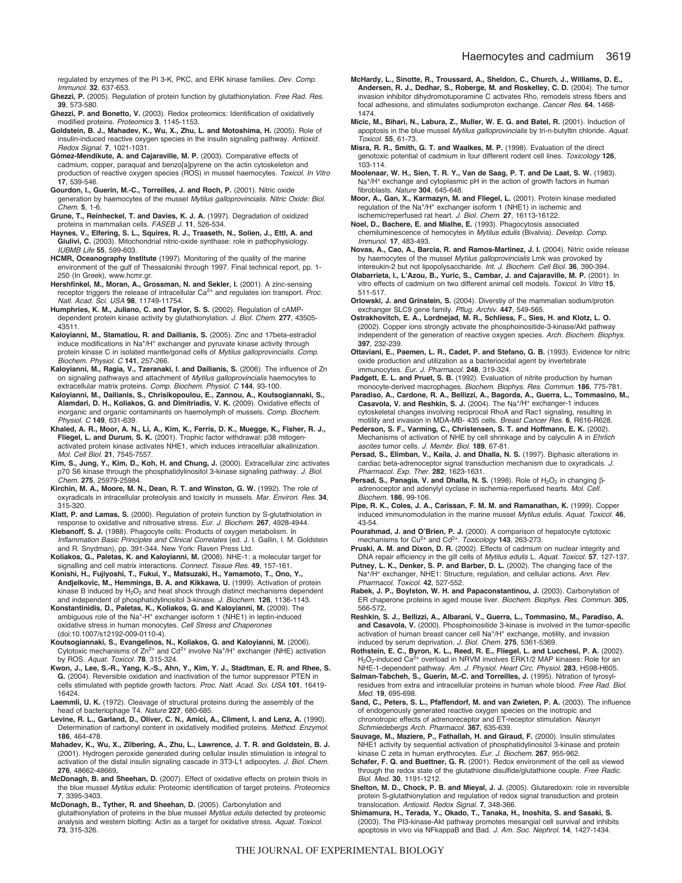regulated by enzymes of the PI 3-K, PKC, and ERK kinase families. *Dev. Comp. Immunol.* **32**, 637-653.

**Ghezzi, P.** (2005). Regulation of protein function by glutathionylation. *Free Rad. Res.* **39**, 573-580.

**Ghezzi, P. and Bonetto, V.** (2003). Redox proteomics: Identification of oxidatively modified proteins. *Proteomics* **3**, 1145-1153.

**Goldstein, B. J., Mahadev, K., Wu, X., Zhu, L. and Motoshima, H.** (2005). Role of insulin-induced reactive oxygen species in the insulin signaling pathway. *Antioxid. Redox Signal.* **7**, 1021-1031.

**Gómez-Mendikute, A. and Cajaraville, M. P.** (2003). Comparative effects of cadmium, copper, paraquat and benzo[a]pyrene on the actin cytoskeleton and production of reactive oxygen species (ROS) in mussel haemocytes. *Toxicol. In Vitro* **17**, 539-546.

**Gourdon, I., Guerin, M.-C., Torreilles, J. and Roch, P.** (2001). Nitric oxide generation by haemocytes of the mussel *Mytilus galloprovincialis*. *Nitric Oxide: Biol. Chem.* **5**, 1-6.

**Grune, T., Reinheckel, T. and Davies, K. J. A.** (1997). Degradation of oxidized proteins in mammalian cells. *FASEB J.* **11**, 526-534.

**Haynes, V., Elfering, S. L., Squires, R. J., Traaseth, N., Solien, J., Ettl, A. and Giulivi, C.** (2003). Mitochondrial nitric-oxide synthase: role in pathophysiology. *IUBMB Life* **55**, 599-603.

**HCMR, Oceanography Institute** (1997). Monitoring of the quality of the marine environment of the gulf of Thessaloniki through 1997. Final technical report, pp. 1-250 (In Greek), www.hcmr.gr.

**Hershfinkel, M., Moran, A., Grossman, N. and Sekler, I.** (2001). A zinc-sensing receptor triggers the release of intracellular $Ca^{2+}$ and regulates ion transport. *Proc. Natl. Acad. Sci. USA* **98**, 11749-11754.

**Humphries, K. M., Juliano, C. and Taylor, S. S.** (2002). Regulation of cAMP-dependent protein kinase activity by glutathionylation. *J. Biol. Chem.* **277**, 43505-43511.

**Kaloyianni, M., Stamatiou, R. and Dailianis, S.** (2005). Zinc and 17beta-estradiol induce modifications in $Na^+/H^+$ exchanger and pyruvate kinase activity through protein kinase C in isolated mantle/gonad cells of *Mytilus galloprovincialis*. *Comp. Biochem. Physiol. C* **141**, 257-266.

**Kaloyianni, M., Ragia, V., Tzeranaki, I. and Dailianis, S.** (2006). The influence of Zn on signaling pathways and attachment of *Mytilus galloprovincialis* haemocytes to extracellular matrix proteins. *Comp. Biochem. Physiol. C* **144**, 93-100.

**Kaloyianni, M., Dailianis, S., Chrisikopoulou, E., Zannou, A., Koutsogiannaki, S., Alamdari, D. H., Koliakos, G. and Dimitriadis, V. K.** (2009). Oxidative effects of inorganic and organic contaminants on haemolymph of mussels. *Comp. Biochem. Physiol. C* **149**, 631-639.

**Khaled, A. R., Moor, A. N., Li, A., Kim, K., Ferris, D. K., Muegge, K., Fisher, R. J., Fliegel, L. and Durum, S. K.** (2001). Trophic factor withdrawal: p38 mitogen-activated protein kinase activates NHE1, which induces intracellular alkalinization. *Mol. Cell Biol.* **21**, 7545-7557.

**Kim, S., Jung, Y., Kim, D., Koh, H. and Chung, J.** (2000). Extracellular zinc activates p70 S6 kinase through the phosphatidylinositol 3-kinase signaling pathway. *J. Biol. Chem.* **275**, 25979-25984.

**Kirchin, M. A., Moore, M. N., Dean, R. T. and Winston, G. W.** (1992). The role of oxyradicals in intracellular proteolysis and toxicity in mussels. *Mar. Environ. Res.* **34**, 315-320.

**Klatt, P. and Lamas, S.** (2000). Regulation of protein function by S-glutathiolation in response to oxidative and nitrosative stress. *Eur. J. Biochem.* **267**, 4928-4944.

**Klebanoff, S. J.** (1988). Phagocyte cells: Products of oxygen metabolism. In *Inflammation Basic Principles and Clinical Correlates* (ed. J. I. Gallin, I. M. Goldstein and R. Snydman), pp. 391-344. New York: Raven Press Ltd.

**Koliakos, G., Paletas, K. and Kaloyianni, M.** (2008). NHE-1: a molecular target for signalling and cell matrix interactions. *Connect. Tissue Res.* **49**, 157-161.

**Konishi, H., Fujiyoshi, T., Fukui, Y., Matsuzaki, H., Yamamoto, T., Ono, Y., Andjelkovic, M., Hemmings, B. A. and Kikkawa, U.** (1999). Activation of protein kinase B induced by $H_2O_2$ and heat shock through distinct mechanisms dependent and independent of phosphatidylinositol 3-kinase. *J. Biochem.* **126**, 1136-1143.

**Konstantinidis, D., Paletas, K., Koliakos, G. and Kaloyianni, M.** (2009). The ambiguous role of the $Na^+$-$H^+$ exchanger isoform 1 (NHE1) in leptin-induced oxidative stress in human monocytes. *Cell Stress and Chaperones* (doi:10.1007/s12192-009-0110-4).

**Koutsogiannaki, S., Evangelinos, N., Koliakos, G. and Kaloyianni, M.** (2006). Cytotoxic mechanisms of $Zn^{2+}$ and $Cd^{2+}$ involve $Na^+/H^+$ exchanger (NHE) activation by ROS. *Aquat. Toxicol.* **78**, 315-324.

**Kwon, J., Lee, S.-R., Yang, K.-S., Ahn, Y., Kim, Y. J., Stadtman, E. R. and Rhee, S. G.** (2004). Reversible oxidation and inactivation of the tumor suppressor PTEN in cells stimulated with peptide growth factors. *Proc. Natl. Acad. Sci. USA* **101**, 16419-16424.

**Laemmli, U. K.** (1972). Cleavage of structural proteins during the assembly of the head of bacteriophage T4. *Nature* **227**, 680-685.

**Levine, R. L., Garland, D., Oliver, C. N., Amici, A., Climent, I. and Lenz, A.** (1990). Determination of carbonyl content in oxidatively modified proteins. *Method. Enzymol.* **186**, 464-478.

**Mahadev, K., Wu, X., Zilbering, A., Zhu, L., Lawrence, J. T. R. and Goldstein, B. J.** (2001). Hydrogen peroxide generated during cellular insulin stimulation is integral to activation of the distal insulin signaling cascade in 3T3-L1 adipocytes. *J. Biol. Chem.* **276**, 48662-48669.

**McDonagh, B. and Sheehan, D.** (2007). Effect of oxidative effects on protein thiols in the blue mussel *Mytilus edulis*: Proteomic identification of target proteins. *Proteomics* **7**, 3395-3403.

**McDonagh, B., Tyther, R. and Sheehan, D.** (2005). Carbonylation and glutathionylation of proteins in the blue mussel *Mytilus edulis* detected by proteomic analysis and western blotting: Actin as a target for oxidative stress. *Aquat. Toxicol.* **73**, 315-326.

**McHardy, L., Sinotte, R., Troussard, A., Sheldon, C., Church, J., Williams, D. E., Andersen, R. J., Dedhar, S., Roberge, M. and Roskelley, C. D.** (2004). The tumor invasion inhibitor dihydromotuporamine C activates Rho, remodels stress fibers and focal adhesions, and stimulates sodiumproton exchange. *Cancer Res.* **64**, 1468-1474.

**Micic, M., Bihari, N., Labura, Z., Muller, W. E. G. and Batel, R.** (2001). Induction of apoptosis in the blue mussel *Mytilus galloprovincialis* by tri-n-butyltin chloride. *Aquat. Toxicol.* **55**, 61-73.

**Misra, R. R., Smith, G. T. and Waalkes, M. P.** (1998). Evaluation of the direct genotoxic potential of cadmium in four different rodent cell lines. *Toxicology* **126**, 103-114.

**Moolenaar, W. H., Sien, T. R. Y., Van de Saag, P. T. and De Laat, S. W.** (1983). $Na^+/H^+$ exchange and cytoplasmic pH in the action of growth factors in human fibroblasts. *Nature* **304**, 645-648.

**Moor, A., Gan, X., Karmazyn, M. and Fliegel, L.** (2001). Protein kinase mediated regulation of the $Na^+/H^+$ exchanger isoform 1 (NHE1) in ischemic and ischemic/reperfused rat heart. *J. Biol. Chem.* **27**, 16113-16122.

**Noel, D., Bachere, E. and Mialhe, E.** (1993). Phagocytosis associated chemiluminescence of hemocytes in *Mytilus edulis* (Bivalvia). *Develop. Comp. Immunol.* **17**, 483-493.

**Novas, A., Cao, A., Barcia, R. and Ramos-Martinez, J. I.** (2004). Nitric oxide release by haemocytes of the mussel *Mytilus galloprovincialis* Lmk was provoked by intereukin-2 but not lipopolysaccharide. *Int. J. Biochem. Cell Biol.* **36**, 390-394.

**Olabarrieta, I., L'Azou, B., Yuric, S., Cambar, J. and Cajaraville, M. P.** (2001). In vitro effects of cadmium on two different animal cell models. *Toxicol. In Vitro* **15**, 511-517.

**Orlowski, J. and Grinstein, S.** (2004). Diverstiy of the mammalian sodium/proton exchanger SLC9 gene family. *Pflug. Archiv.* **447**, 549-565.

**Ostrakhovitch, E. A., Lordnejad, M. R., Schliess, F., Sies, H. and Klotz, L. O.** (2002). Copper ions strongly activate the phosphoinositide-3-kinase/Akt pathway independent of the generation of reactive oxygen species. *Arch. Biochem. Biophys.* **397**, 232-239.

**Ottaviani, E., Paemen, L. R., Cadet, P. and Stefano, G. B.** (1993). Evidence for nitric oxide production and utilization as a bacteriocidal agent by invertebrate immunocytes. *Eur. J. Pharmacol.* **248**, 319-324.

**Padgett, E. L. and Pruet, S. B.** (1992). Evaluation of nitrite production by human monocyte-derived macrophages. *Biochem. Biophys. Res. Commun.* **186**, 775-781.

**Paradiso, A., Cardone, R. A., Bellizzi, A., Bagorda, A., Guerra, L., Tommasino, M., Casavola, V. and Reshkin, S. J.** (2004). The $Na^+/H^+$ exchanger-1 induces cytoskeletal changes involving reciprocal RhoA and Rac1 signaling, resulting in motility and invasion in MDA-MB- 435 cells. *Breast Cancer Res.* **6**, R616-R628.

**Pederson, S. F., Varming, C., Christensen, S. T. and Hoffmann, E. K.** (2002). Mechanisms of activation of NHE by cell shrinkage and by calyculin A in *Ehrlich ascites* tumor cells. *J. Membr. Biol.* **189**, 67-81.

**Persad, S., Elimban, V., Kaila, J. and Dhalla, N. S.** (1997). Biphasic alterations in cardiac beta-adrenoceptor signal transduction mechanism due to oxyradicals. *J. Pharmacol. Exp. Ther.* **282**, 1623-1631.

**Persad, S., Panagia, V. and Dhalla, N. S.** (1998). Role of $H_2O_2$ in changing β-adrenoceptor and adenylyl cyclase in ischemia-reperfused hearts. *Mol. Cell. Biochem.* **186**, 99-106.

**Pipe, R. K., Coles, J. A., Carissan, F. M. M. and Ramanathan, K.** (1999). Copper induced immunomodulation in the marine mussel *Mytilus edulis*. *Aquat. Toxicol.* **46**, 43-54.

**Pourahmad, J. and O'Brien, P. J.** (2000). A comparison of hepatocyte cytotoxic mechanisms for $Cu^{2+}$ and $Cd^{2+}$. *Toxicology* **143**, 263-273.

**Pruski, A. M. and Dixon, D. R.** (2002). Effects of cadmium on nuclear integrity and DNA repair efficiency in the gill cells of *Mytilus edulis* L. *Aquat. Toxicol.* **57**, 127-137.

**Putney, L. K., Denker, S. P. and Barber, D. L.** (2002). The changing face of the $Na^+/H^+$ exchanger, NHE1: Structure, regulation, and cellular actions. *Ann. Rev. Pharmacol. Toxicol.* **42**, 527-552.

**Rabek, J. P., Boylston, W. H. and Papaconstantinou, J.** (2003). Carbonylation of ER chaperone proteins in aged mouse liver. *Biochem. Biophys. Res. Commun.* **305**, 566-572.

**Reshkin, S. J., Bellizzi, A., Albarani, V., Guerra, L., Tommasino, M., Paradiso, A. and Casavola, V.** (2000). Phosphoinositide 3-kinase is involved in the tumor-specific activation of human breast cancer cell $Na^+/H^+$ exchange, motility, and invasion induced by serum deprivation. *J. Biol. Chem.* **275**, 5361-5369.

**Rothstein, E. C., Byron, K. L., Reed, R. E., Fliegel, L. and Lucchesi, P. A.** (2002). $H_2O_2$-induced $Ca^{2+}$ overload in NRVM involves ERK1/2 MAP kinases: Role for an NHE-1-dependent pathway. *Am. J. Physiol. Heart Circ. Physiol.* **283**, H598-H605.

**Salman-Tabcheh, S., Guerin, M.-C. and Torreilles, J.** (1995). Nitration of tyrosyl-residues from extra and intracellular proteins in human whole blood. *Free Rad. Biol. Med.* **19**, 695-698.

**Sand, C., Peters, S. L., Pfaffendorf, M. and van Zwieten, P. A.** (2003). The influence of endogenously generated reactive oxygen species on the inotropic and chronotropic effects of adrenoreceptor and ET-receptor stimulation. *Naunyn Schmiedebergs Arch. Pharmacol.* **367**, 635-639.

**Sauvage, M., Maziere, P., Fathallah, H. and Giraud, F.** (2000). Insulin stimulates NHE1 activity by sequential activation of phosphatidylinositol 3-kinase and protein kinase C zeta in human erythrocytes. *Eur. J. Biochem.* **267**, 955-962.

**Schafer, F. Q. and Buettner, G. R.** (2001). Redox environment of the cell as viewed through the redox state of the glutathione disulfide/glutathione couple. *Free Radic. Biol. Med.* **30**, 1191-1212.

**Shelton, M. D., Chock, P. B. and Mieyal, J. J.** (2005). Glutaredoxin: role in reversible protein S-glutathionylation and regulation of redox signal transduction and protein translocation. *Antioxid. Redox Signal.* **7**, 348-366.

**Shimamura, H., Terada, Y., Okado, T., Tanaka, H., Inoshita, S. and Sasaki, S.** (2003). The PI3-kinase-Akt pathway promotes mesangial cell survival and inhibits apoptosis in vivo via NFkappaB and Bad. *J. Am. Soc. Nephrol.* **14**, 1427-1434.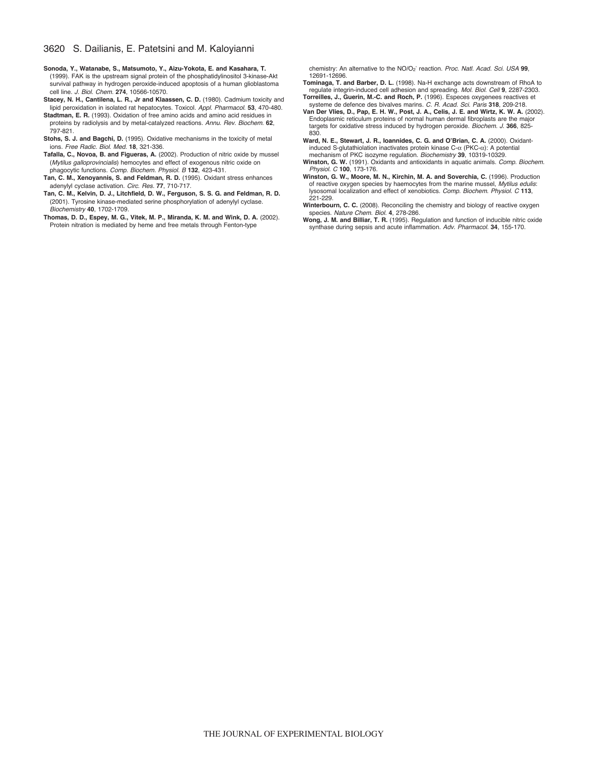**Sonoda, Y., Watanabe, S., Matsumoto, Y., Aizu-Yokota, E. and Kasahara, T.** (1999). FAK is the upstream signal protein of the phosphatidylinositol 3-kinase-Akt survival pathway in hydrogen peroxide-induced apoptosis of a human glioblastoma cell line. *J. Biol. Chem.* **274**, 10566-10570.

**Stacey, N. H., Cantilena, L. R., Jr and Klaassen, C. D.** (1980). Cadmium toxicity and lipid peroxidation in isolated rat hepatocytes. Toxicol. *Appl. Pharmacol.* **53**, 470-480.

**Stadtman, E. R.** (1993). Oxidation of free amino acids and amino acid residues in proteins by radiolysis and by metal-catalyzed reactions. *Annu. Rev. Biochem.* **62**, 797-821.

**Stohs, S. J. and Bagchi, D.** (1995). Oxidative mechanisms in the toxicity of metal ions. *Free Radic. Biol. Med.* **18**, 321-336.

**Tafalla, C., Novoa, B. and Figueras, A.** (2002). Production of nitric oxide by mussel (*Mytilus galloprovincialis*) hemocytes and effect of exogenous nitric oxide on phagocytic functions. *Comp. Biochem. Physiol. B* **132**, 423-431.

**Tan, C. M., Xenoyannis, S. and Feldman, R. D.** (1995). Oxidant stress enhances adenylyl cyclase activation. *Circ. Res.* **77**, 710-717.

**Tan, C. M., Kelvin, D. J., Litchfield, D. W., Ferguson, S. S. G. and Feldman, R. D.** (2001). Tyrosine kinase-mediated serine phosphorylation of adenylyl cyclase. *Biochemistry* **40**, 1702-1709.

**Thomas, D. D., Espey, M. G., Vitek, M. P., Miranda, K. M. and Wink, D. A.** (2002). Protein nitration is mediated by heme and free metals through Fenton-type chemistry: An alternative to the NO/$O_2^-$ reaction. *Proc. Natl. Acad. Sci. USA* **99**, 12691-12696.

**Tominaga, T. and Barber, D. L.** (1998). Na-H exchange acts downstream of RhoA to regulate integrin-induced cell adhesion and spreading. *Mol. Biol. Cell* **9**, 2287-2303.

**Torreilles, J., Guerin, M.-C. and Roch, P.** (1996). Especes oxygenees reactives et systeme de defence des bivalves marins. *C. R. Acad. Sci. Paris* **318**, 209-218.

**Van Der Vlies, D., Pap, E. H. W., Post, J. A., Celis, J. E. and Wirtz, K. W. A.** (2002). Endoplasmic reticulum proteins of normal human dermal fibroblasts are the major targets for oxidative stress induced by hydrogen peroxide. *Biochem. J.* **366**, 825-830.

**Ward, N. E., Stewart, J. R., Ioannides, C. G. and O'Brian, C. A.** (2000). Oxidant-induced S-glutathiolation inactivates protein kinase C-α (PKC-α): A potential mechanism of PKC isozyme regulation. *Biochemistry* **39**, 10319-10329.

**Winston, G. W.** (1991). Oxidants and antioxidants in aquatic animals. *Comp. Biochem. Physiol. C* **100**, 173-176.

**Winston, G. W., Moore, M. N., Kirchin, M. A. and Soverchia, C.** (1996). Production of reactive oxygen species by haemocytes from the marine mussel, *Mytilus edulis*: lysosomal localization and effect of xenobiotics. *Comp. Biochem. Physiol. C* **113**, 221-229.

**Winterbourn, C. C.** (2008). Reconciling the chemistry and biology of reactive oxygen species. *Nature Chem. Biol.* **4**, 278-286.

**Wong, J. M. and Billiar, T. R.** (1995). Regulation and function of inducible nitric oxide synthase during sepsis and acute inflammation. *Adv. Pharmacol.* **34**, 155-170.